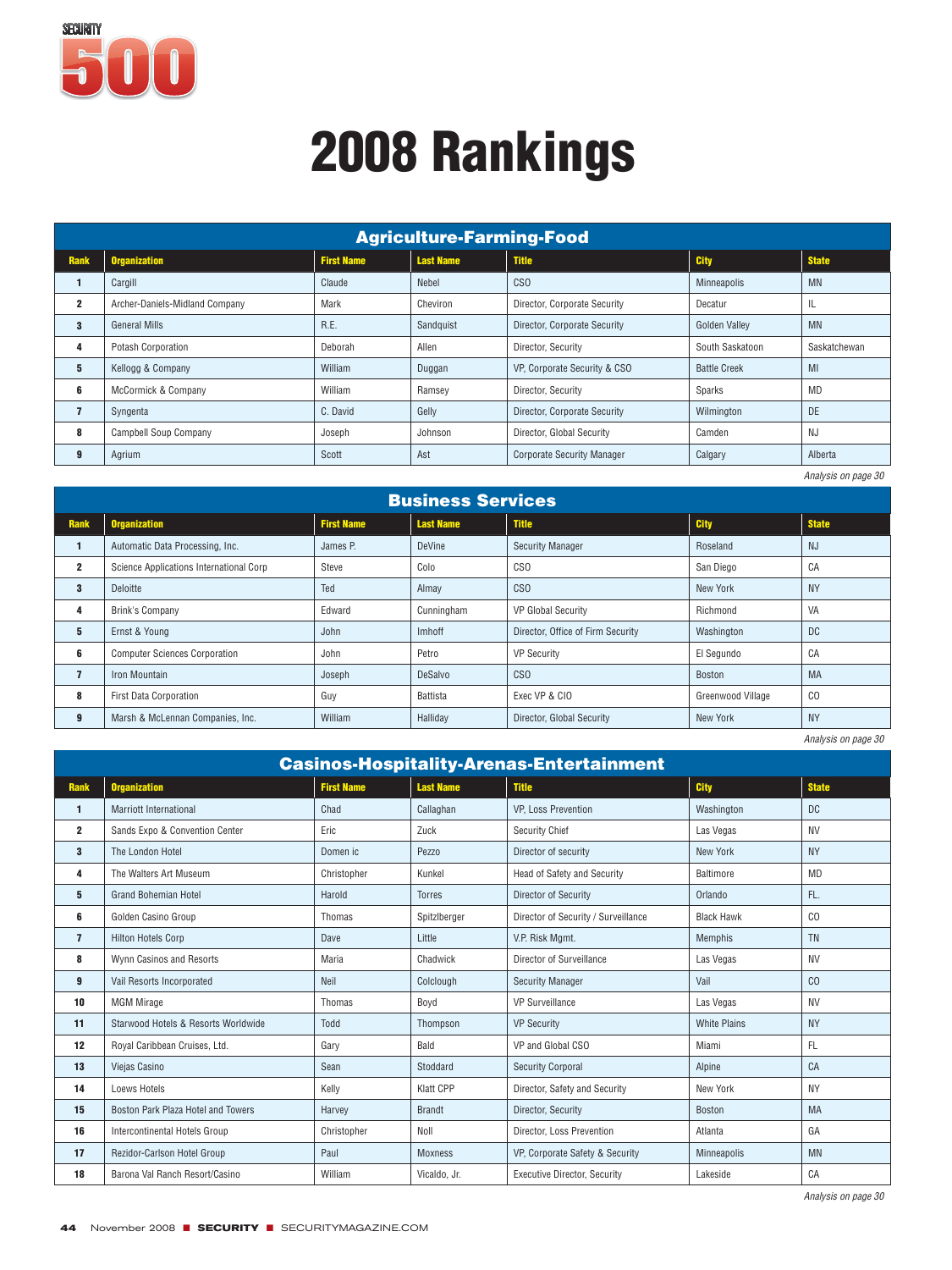SECURITY 500

# 2008 Rankings

## Agriculture-Farming-Food

| Rank | Organization | First Name | Last Name | Title | City | State |
|---|---|---|---|---|---|---|
| 1 | Cargill | Claude | Nebel | CSO | Minneapolis | MN |
| 2 | Archer-Daniels-Midland Company | Mark | Cheviron | Director, Corporate Security | Decatur | IL |
| 3 | General Mills | R.E. | Sandquist | Director, Corporate Security | Golden Valley | MN |
| 4 | Potash Corporation | Deborah | Allen | Director, Security | South Saskatoon | Saskatchewan |
| 5 | Kellogg & Company | William | Duggan | VP, Corporate Security & CSO | Battle Creek | MI |
| 6 | McCormick & Company | William | Ramsey | Director, Security | Sparks | MD |
| 7 | Syngenta | C. David | Gelly | Director, Corporate Security | Wilmington | DE |
| 8 | Campbell Soup Company | Joseph | Johnson | Director, Global Security | Camden | NJ |
| 9 | Agrium | Scott | Ast | Corporate Security Manager | Calgary | Alberta |

*Analysis on page 30*

## Business Services

| Rank | Organization | First Name | Last Name | Title | City | State |
|---|---|---|---|---|---|---|
| 1 | Automatic Data Processing, Inc. | James P. | DeVine | Security Manager | Roseland | NJ |
| 2 | Science Applications International Corp | Steve | Colo | CSO | San Diego | CA |
| 3 | Deloitte | Ted | Almay | CSO | New York | NY |
| 4 | Brink's Company | Edward | Cunningham | VP Global Security | Richmond | VA |
| 5 | Ernst & Young | John | Imhoff | Director, Office of Firm Security | Washington | DC |
| 6 | Computer Sciences Corporation | John | Petro | VP Security | El Segundo | CA |
| 7 | Iron Mountain | Joseph | DeSalvo | CSO | Boston | MA |
| 8 | First Data Corporation | Guy | Battista | Exec VP & CIO | Greenwood Village | CO |
| 9 | Marsh & McLennan Companies, Inc. | William | Halliday | Director, Global Security | New York | NY |

*Analysis on page 30*

## Casinos-Hospitality-Arenas-Entertainment

| Rank | Organization | First Name | Last Name | Title | City | State |
|---|---|---|---|---|---|---|
| 1 | Marriott International | Chad | Callaghan | VP, Loss Prevention | Washington | DC |
| 2 | Sands Expo & Convention Center | Eric | Zuck | Security Chief | Las Vegas | NV |
| 3 | The London Hotel | Domen ic | Pezzo | Director of security | New York | NY |
| 4 | The Walters Art Museum | Christopher | Kunkel | Head of Safety and Security | Baltimore | MD |
| 5 | Grand Bohemian Hotel | Harold | Torres | Director of Security | Orlando | FL. |
| 6 | Golden Casino Group | Thomas | Spitzlberger | Director of Security / Surveillance | Black Hawk | CO |
| 7 | Hilton Hotels Corp | Dave | Little | V.P. Risk Mgmt. | Memphis | TN |
| 8 | Wynn Casinos and Resorts | Maria | Chadwick | Director of Surveillance | Las Vegas | NV |
| 9 | Vail Resorts Incorporated | Neil | Colclough | Security Manager | Vail | CO |
| 10 | MGM Mirage | Thomas | Boyd | VP Surveillance | Las Vegas | NV |
| 11 | Starwood Hotels & Resorts Worldwide | Todd | Thompson | VP Security | White Plains | NY |
| 12 | Royal Caribbean Cruises, Ltd. | Gary | Bald | VP and Global CSO | Miami | FL |
| 13 | Viejas Casino | Sean | Stoddard | Security Corporal | Alpine | CA |
| 14 | Loews Hotels | Kelly | Klatt CPP | Director, Safety and Security | New York | NY |
| 15 | Boston Park Plaza Hotel and Towers | Harvey | Brandt | Director, Security | Boston | MA |
| 16 | Intercontinental Hotels Group | Christopher | Noll | Director, Loss Prevention | Atlanta | GA |
| 17 | Rezidor-Carlson Hotel Group | Paul | Moxness | VP, Corporate Safety & Security | Minneapolis | MN |
| 18 | Barona Val Ranch Resort/Casino | William | Vicaldo, Jr. | Executive Director, Security | Lakeside | CA |

*Analysis on page 30*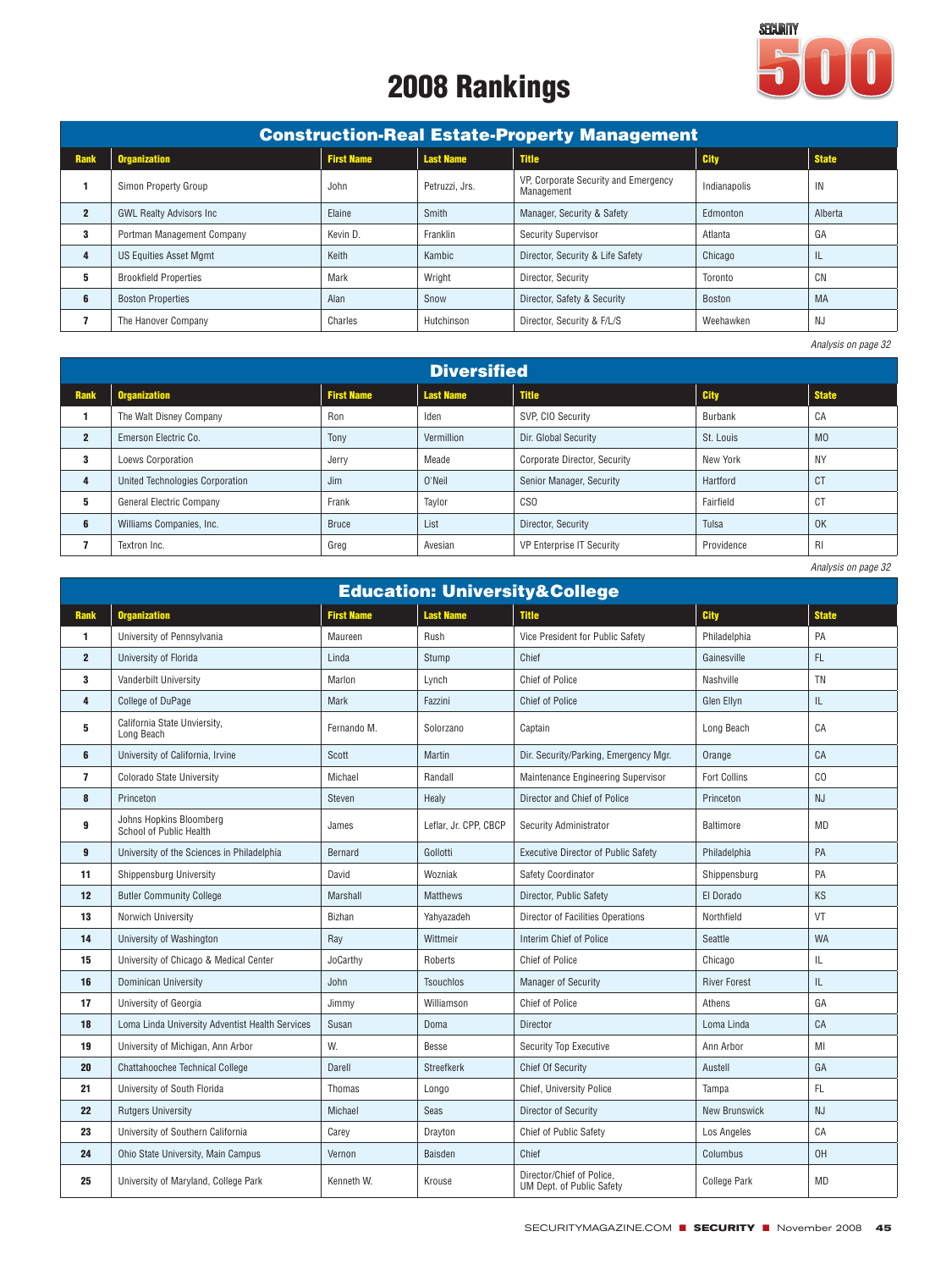# 2008 Rankings

## Construction-Real Estate-Property Management

| Rank | Organization | First Name | Last Name | Title | City | State |
|---|---|---|---|---|---|---|
| 1 | Simon Property Group | John | Petruzzi, Jrs. | VP, Corporate Security and Emergency Management | Indianapolis | IN |
| 2 | GWL Realty Advisors Inc | Elaine | Smith | Manager, Security & Safety | Edmonton | Alberta |
| 3 | Portman Management Company | Kevin D. | Franklin | Security Supervisor | Atlanta | GA |
| 4 | US Equities Asset Mgmt | Keith | Kambic | Director, Security & Life Safety | Chicago | IL |
| 5 | Brookfield Properties | Mark | Wright | Director, Security | Toronto | CN |
| 6 | Boston Properties | Alan | Snow | Director, Safety & Security | Boston | MA |
| 7 | The Hanover Company | Charles | Hutchinson | Director, Security & F/L/S | Weehawken | NJ |

*Analysis on page 32*

## Diversified

| Rank | Organization | First Name | Last Name | Title | City | State |
|---|---|---|---|---|---|---|
| 1 | The Walt Disney Company | Ron | Iden | SVP, CIO Security | Burbank | CA |
| 2 | Emerson Electric Co. | Tony | Vermillion | Dir. Global Security | St. Louis | MO |
| 3 | Loews Corporation | Jerry | Meade | Corporate Director, Security | New York | NY |
| 4 | United Technologies Corporation | Jim | O'Neil | Senior Manager, Security | Hartford | CT |
| 5 | General Electric Company | Frank | Taylor | CSO | Fairfield | CT |
| 6 | Williams Companies, Inc. | Bruce | List | Director, Security | Tulsa | OK |
| 7 | Textron Inc. | Greg | Avesian | VP Enterprise IT Security | Providence | RI |

*Analysis on page 32*

## Education: University&College

| Rank | Organization | First Name | Last Name | Title | City | State |
|---|---|---|---|---|---|---|
| 1 | University of Pennsylvania | Maureen | Rush | Vice President for Public Safety | Philadelphia | PA |
| 2 | University of Florida | Linda | Stump | Chief | Gainesville | FL |
| 3 | Vanderbilt University | Marlon | Lynch | Chief of Police | Nashville | TN |
| 4 | College of DuPage | Mark | Fazzini | Chief of Police | Glen Ellyn | IL |
| 5 | California State Unviersity, Long Beach | Fernando M. | Solorzano | Captain | Long Beach | CA |
| 6 | University of California, Irvine | Scott | Martin | Dir. Security/Parking, Emergency Mgr. | Orange | CA |
| 7 | Colorado State University | Michael | Randall | Maintenance Engineering Supervisor | Fort Collins | CO |
| 8 | Princeton | Steven | Healy | Director and Chief of Police | Princeton | NJ |
| 9 | Johns Hopkins Bloomberg School of Public Health | James | Leflar, Jr. CPP, CBCP | Security Administrator | Baltimore | MD |
| 9 | University of the Sciences in Philadelphia | Bernard | Gollotti | Executive Director of Public Safety | Philadelphia | PA |
| 11 | Shippensburg University | David | Wozniak | Safety Coordinator | Shippensburg | PA |
| 12 | Butler Community College | Marshall | Matthews | Director, Public Safety | El Dorado | KS |
| 13 | Norwich University | Bizhan | Yahyazadeh | Director of Facilities Operations | Northfield | VT |
| 14 | University of Washington | Ray | Wittmeir | Interim Chief of Police | Seattle | WA |
| 15 | University of Chicago & Medical Center | JoCarthy | Roberts | Chief of Police | Chicago | IL |
| 16 | Dominican University | John | Tsouchlos | Manager of Security | River Forest | IL |
| 17 | University of Georgia | Jimmy | Williamson | Chief of Police | Athens | GA |
| 18 | Loma Linda University Adventist Health Services | Susan | Doma | Director | Loma Linda | CA |
| 19 | University of Michigan, Ann Arbor | W. | Besse | Security Top Executive | Ann Arbor | MI |
| 20 | Chattahoochee Technical College | Darell | Streefkerk | Chief Of Security | Austell | GA |
| 21 | University of South Florida | Thomas | Longo | Chief, University Police | Tampa | FL |
| 22 | Rutgers University | Michael | Seas | Director of Security | New Brunswick | NJ |
| 23 | University of Southern California | Carey | Drayton | Chief of Public Safety | Los Angeles | CA |
| 24 | Ohio State University, Main Campus | Vernon | Baisden | Chief | Columbus | OH |
| 25 | University of Maryland, College Park | Kenneth W. | Krouse | Director/Chief of Police, UM Dept. of Public Safety | College Park | MD |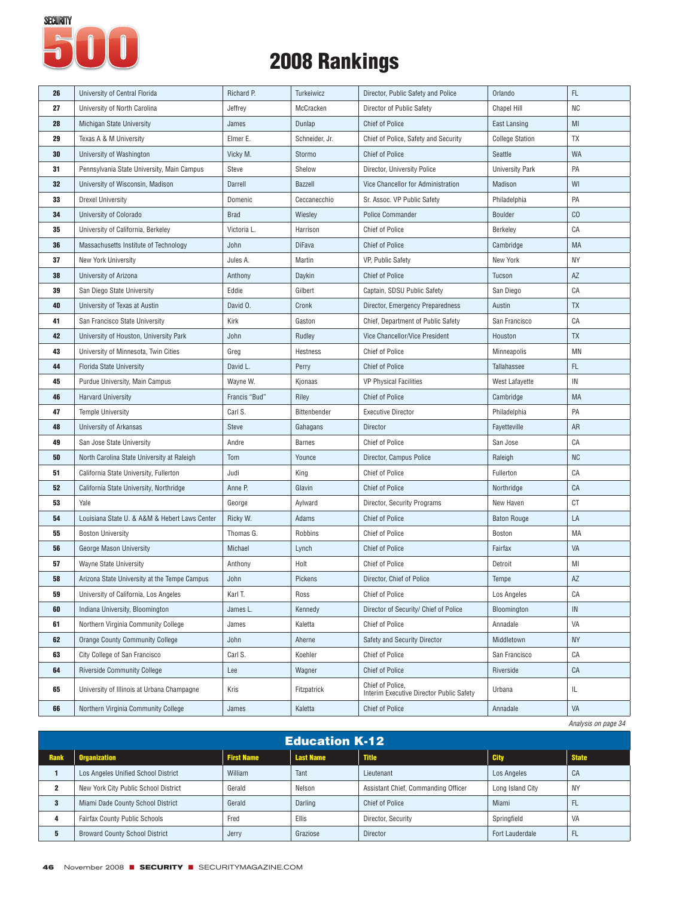# 2008 Rankings

| 26 | University of Central Florida | Richard P. | Turkeiwicz | Director, Public Safety and Police | Orlando | FL |
|---|---|---|---|---|---|---|
| 27 | University of North Carolina | Jeffrey | McCracken | Director of Public Safety | Chapel Hill | NC |
| 28 | Michigan State University | James | Dunlap | Chief of Police | East Lansing | MI |
| 29 | Texas A & M University | Elmer E. | Schneider, Jr. | Chief of Police, Safety and Security | College Station | TX |
| 30 | University of Washington | Vicky M. | Stormo | Chief of Police | Seattle | WA |
| 31 | Pennsylvania State University, Main Campus | Steve | Shelow | Director, University Police | University Park | PA |
| 32 | University of Wisconsin, Madison | Darrell | Bazzell | Vice Chancellor for Administration | Madison | WI |
| 33 | Drexel University | Domenic | Ceccanecchio | Sr. Assoc. VP Public Safety | Philadelphia | PA |
| 34 | University of Colorado | Brad | Wiesley | Police Commander | Boulder | CO |
| 35 | University of California, Berkeley | Victoria L. | Harrison | Chief of Police | Berkeley | CA |
| 36 | Massachusetts Institute of Technology | John | DiFava | Chief of Police | Cambridge | MA |
| 37 | New York University | Jules A. | Martin | VP, Public Safety | New York | NY |
| 38 | University of Arizona | Anthony | Daykin | Chief of Police | Tucson | AZ |
| 39 | San Diego State University | Eddie | Gilbert | Captain, SDSU Public Safety | San Diego | CA |
| 40 | University of Texas at Austin | David O. | Cronk | Director, Emergency Preparedness | Austin | TX |
| 41 | San Francisco State University | Kirk | Gaston | Chief, Department of Public Safety | San Francisco | CA |
| 42 | University of Houston, University Park | John | Rudley | Vice Chancellor/Vice President | Houston | TX |
| 43 | University of Minnesota, Twin Cities | Greg | Hestness | Chief of Police | Minneapolis | MN |
| 44 | Florida State University | David L. | Perry | Chief of Police | Tallahassee | FL |
| 45 | Purdue University, Main Campus | Wayne W. | Kjonaas | VP Physical Facilities | West Lafayette | IN |
| 46 | Harvard University | Francis "Bud" | Riley | Chief of Police | Cambridge | MA |
| 47 | Temple University | Carl S. | Bittenbender | Executive Director | Philadelphia | PA |
| 48 | University of Arkansas | Steve | Gahagans | Director | Fayetteville | AR |
| 49 | San Jose State University | Andre | Barnes | Chief of Police | San Jose | CA |
| 50 | North Carolina State University at Raleigh | Tom | Younce | Director, Campus Police | Raleigh | NC |
| 51 | California State University, Fullerton | Judi | King | Chief of Police | Fullerton | CA |
| 52 | California State University, Northridge | Anne P. | Glavin | Chief of Police | Northridge | CA |
| 53 | Yale | George | Aylward | Director, Security Programs | New Haven | CT |
| 54 | Louisiana State U. & A&M & Hebert Laws Center | Ricky W. | Adams | Chief of Police | Baton Rouge | LA |
| 55 | Boston University | Thomas G. | Robbins | Chief of Police | Boston | MA |
| 56 | George Mason University | Michael | Lynch | Chief of Police | Fairfax | VA |
| 57 | Wayne State University | Anthony | Holt | Chief of Police | Detroit | MI |
| 58 | Arizona State University at the Tempe Campus | John | Pickens | Director, Chief of Police | Tempe | AZ |
| 59 | University of California, Los Angeles | Karl T. | Ross | Chief of Police | Los Angeles | CA |
| 60 | Indiana University, Bloomington | James L. | Kennedy | Director of Security/ Chief of Police | Bloomington | IN |
| 61 | Northern Virginia Community College | James | Kaletta | Chief of Police | Annadale | VA |
| 62 | Orange County Community College | John | Aherne | Safety and Security Director | Middletown | NY |
| 63 | City College of San Francisco | Carl S. | Koehler | Chief of Police | San Francisco | CA |
| 64 | Riverside Community College | Lee | Wagner | Chief of Police | Riverside | CA |
| 65 | University of Illinois at Urbana Champagne | Kris | Fitzpatrick | Chief of Police, Interim Executive Director Public Safety | Urbana | IL |
| 66 | Northern Virginia Community College | James | Kaletta | Chief of Police | Annadale | VA |

*Analysis on page 34*

## Education K-12

| Rank | Organization | First Name | Last Name | Title | City | State |
|---|---|---|---|---|---|---|
| 1 | Los Angeles Unified School District | William | Tant | Lieutenant | Los Angeles | CA |
| 2 | New York City Public School District | Gerald | Nelson | Assistant Chief, Commanding Officer | Long Island City | NY |
| 3 | Miami Dade County School District | Gerald | Darling | Chief of Police | Miami | FL |
| 4 | Fairfax County Public Schools | Fred | Ellis | Director, Security | Springfield | VA |
| 5 | Broward County School District | Jerry | Graziose | Director | Fort Lauderdale | FL |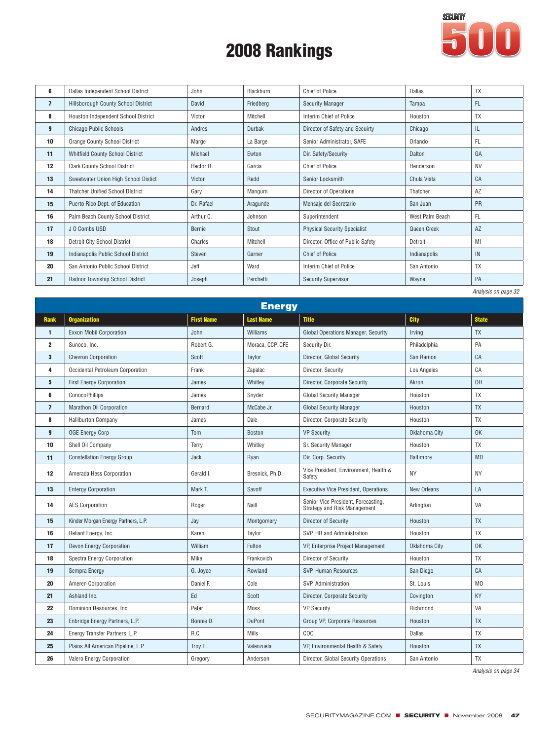# 2008 Rankings

| Rank | Organization | First Name | Last Name | Title | City | State |
|---|---|---|---|---|---|---|
| 6 | Dallas Independent School District | John | Blackburn | Chief of Police | Dallas | TX |
| 7 | Hillsborough County School District | David | Friedberg | Security Manager | Tampa | FL |
| 8 | Houston Independent School District | Victor | Mitchell | Interim Chief of Police | Houston | TX |
| 9 | Chicago Public Schools | Andres | Durbak | Director of Safety and Secuirty | Chicago | IL |
| 10 | Orange County School District | Marge | La Barge | Senior Administrator, SAFE | Orlando | FL |
| 11 | Whitfield County School District | Michael | Ewton | Dir. Safety/Security | Dalton | GA |
| 12 | Clark County School District | Hector R. | Garcia | Chief of Police | Henderson | NV |
| 13 | Sweetwater Union High School Distict | Victor | Redd | Senior Locksmith | Chula Vista | CA |
| 14 | Thatcher Unified School DIstrict | Gary | Mangum | Director of Operations | Thatcher | AZ |
| 15 | Puerto Rico Dept. of Education | Dr. Rafael | Aragunde | Mensaje del Secretario | San Juan | PR |
| 16 | Palm Beach County School District | Arthur C. | Johnson | Superintendent | West Palm Beach | FL |
| 17 | J O Combs USD | Bernie | Stout | Physical Security Specialist | Queen Creek | AZ |
| 18 | Detroit City School District | Charles | Mitchell | Director, Office of Public Safety | Detroit | MI |
| 19 | Indianapolis Public School District | Steven | Garner | Chief of Police | Indianapolis | IN |
| 20 | San Antonio Public School District | Jeff | Ward | Interim Chief of Police | San Antonio | TX |
| 21 | Radnor Township School District | Joseph | Perchetti | Security Supervisor | Wayne | PA |

*Analysis on page 32*

## Energy

| Rank | Organization | First Name | Last Name | Title | City | State |
|---|---|---|---|---|---|---|
| 1 | Exxon Mobil Corporation | John | Williams | Global Operations Manager, Security | Irving | TX |
| 2 | Sunoco, Inc. | Robert G. | Moraca, CCP, CFE | Security Dir. | Philadelphia | PA |
| 3 | Chevron Corporation | Scott | Taylor | Director, Global Security | San Ramon | CA |
| 4 | Occidental Petroleum Corporation | Frank | Zapalac | Director, Security | Los Angeles | CA |
| 5 | First Energy Corporation | James | Whitley | Director, Corporate Security | Akron | OH |
| 6 | ConocoPhillips | James | Snyder | Global Security Manager | Houston | TX |
| 7 | Marathon Oil Corporation | Bernard | McCabe Jr. | Global Security Manager | Houston | TX |
| 8 | Halliburton Company | James | Dale | Director, Corporate Security | Houston | TX |
| 9 | OGE Energy Corp | Tom | Boston | VP Security | Oklahoma City | OK |
| 10 | Shell Oil Company | Terry | Whitley | Sr. Security Manager | Houston | TX |
| 11 | Constellation Energy Group | Jack | Ryan | Dir. Corp. Security | Baltimore | MD |
| 12 | Amerada Hess Corporation | Gerald I. | Bresnick, Ph.D. | Vice President, Environment, Health & Safety | NY | NY |
| 13 | Entergy Corporation | Mark T. | Savoff | Executive Vice President, Operations | New Orleans | LA |
| 14 | AES Corporation | Roger | Naill | Senior Vice President, Forecasting, Strategy and Risk Management | Arlington | VA |
| 15 | Kinder Morgan Energy Partners, L.P. | Jay | Montgomery | Director of Security | Houston | TX |
| 16 | Reliant Energy, Inc. | Karen | Taylor | SVP, HR and Administration | Houston | TX |
| 17 | Devon Energy Corporation | William | Fulton | VP, Enterprise Project Management | Oklahoma City | OK |
| 18 | Spectra Energy Corporation | Mike | Frankovich | Director of Security | Houston | TX |
| 19 | Sempra Energy | G. Joyce | Rowland | SVP, Human Resources | San Diego | CA |
| 20 | Ameren Corporation | Daniel F. | Cole | SVP, Administration | St. Louis | MO |
| 21 | Ashland Inc. | Ed | Scott | Director, Corporate Security | Covington | KY |
| 22 | Dominion Resources, Inc. | Peter | Moss | VP Security | Richmond | VA |
| 23 | Enbridge Energy Partners, L.P. | Bonnie D. | DuPont | Group VP, Corporate Resources | Houston | TX |
| 24 | Energy Transfer Partners, L.P. | R.C. | Mills | COO | Dallas | TX |
| 25 | Plains All American Pipeline, L.P. | Troy E. | Valenzuela | VP, Environmental Health & Safety | Houston | TX |
| 26 | Valero Energy Corporation | Gregory | Anderson | Director, Global Security Operations | San Antonio | TX |

*Analysis on page 34*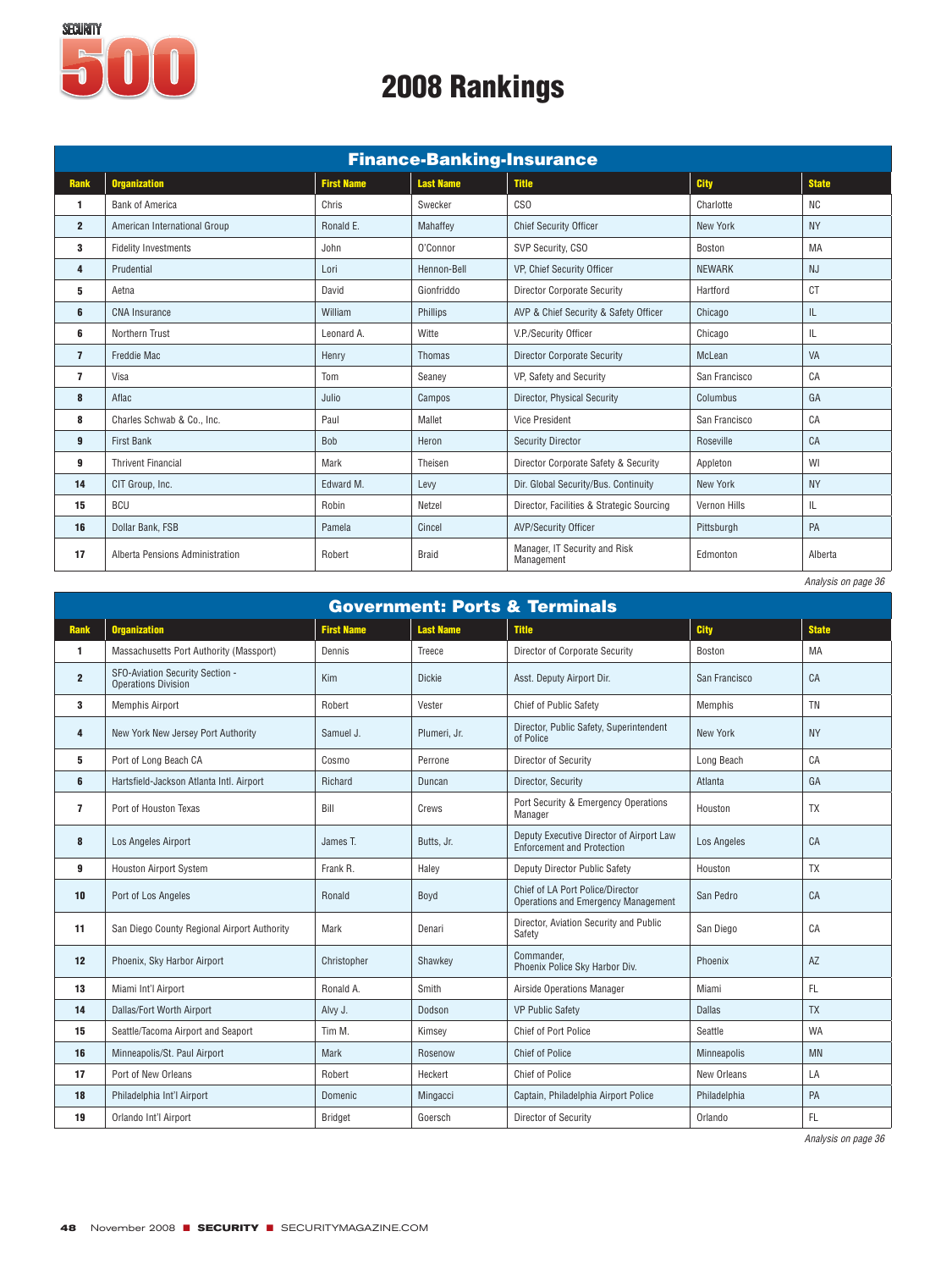# Security 500

## 2008 Rankings

### Finance-Banking-Insurance

| Rank | Organization | First Name | Last Name | Title | City | State |
|---|---|---|---|---|---|---|
| 1 | Bank of America | Chris | Swecker | CSO | Charlotte | NC |
| 2 | American International Group | Ronald E. | Mahaffey | Chief Security Officer | New York | NY |
| 3 | Fidelity Investments | John | O'Connor | SVP Security, CSO | Boston | MA |
| 4 | Prudential | Lori | Hennon-Bell | VP, Chief Security Officer | NEWARK | NJ |
| 5 | Aetna | David | Gionfriddo | Director Corporate Security | Hartford | CT |
| 6 | CNA Insurance | William | Phillips | AVP & Chief Security & Safety Officer | Chicago | IL |
| 6 | Northern Trust | Leonard A. | Witte | V.P./Security Officer | Chicago | IL |
| 7 | Freddie Mac | Henry | Thomas | Director Corporate Security | McLean | VA |
| 7 | Visa | Tom | Seaney | VP, Safety and Security | San Francisco | CA |
| 8 | Aflac | Julio | Campos | Director, Physical Security | Columbus | GA |
| 8 | Charles Schwab & Co., Inc. | Paul | Mallet | Vice President | San Francisco | CA |
| 9 | First Bank | Bob | Heron | Security Director | Roseville | CA |
| 9 | Thrivent Financial | Mark | Theisen | Director Corporate Safety & Security | Appleton | WI |
| 14 | CIT Group, Inc. | Edward M. | Levy | Dir. Global Security/Bus. Continuity | New York | NY |
| 15 | BCU | Robin | Netzel | Director, Facilities & Strategic Sourcing | Vernon Hills | IL |
| 16 | Dollar Bank, FSB | Pamela | Cincel | AVP/Security Officer | Pittsburgh | PA |
| 17 | Alberta Pensions Administration | Robert | Braid | Manager, IT Security and Risk Management | Edmonton | Alberta |

*Analysis on page 36*

### Government: Ports & Terminals

| Rank | Organization | First Name | Last Name | Title | City | State |
|---|---|---|---|---|---|---|
| 1 | Massachusetts Port Authority (Massport) | Dennis | Treece | Director of Corporate Security | Boston | MA |
| 2 | SFO-Aviation Security Section - Operations Division | Kim | Dickie | Asst. Deputy Airport Dir. | San Francisco | CA |
| 3 | Memphis Airport | Robert | Vester | Chief of Public Safety | Memphis | TN |
| 4 | New York New Jersey Port Authority | Samuel J. | Plumeri, Jr. | Director, Public Safety, Superintendent of Police | New York | NY |
| 5 | Port of Long Beach CA | Cosmo | Perrone | Director of Security | Long Beach | CA |
| 6 | Hartsfield-Jackson Atlanta Intl. Airport | Richard | Duncan | Director, Security | Atlanta | GA |
| 7 | Port of Houston Texas | Bill | Crews | Port Security & Emergency Operations Manager | Houston | TX |
| 8 | Los Angeles Airport | James T. | Butts, Jr. | Deputy Executive Director of Airport Law Enforcement and Protection | Los Angeles | CA |
| 9 | Houston Airport System | Frank R. | Haley | Deputy Director Public Safety | Houston | TX |
| 10 | Port of Los Angeles | Ronald | Boyd | Chief of LA Port Police/Director Operations and Emergency Management | San Pedro | CA |
| 11 | San Diego County Regional Airport Authority | Mark | Denari | Director, Aviation Security and Public Safety | San Diego | CA |
| 12 | Phoenix, Sky Harbor Airport | Christopher | Shawkey | Commander, Phoenix Police Sky Harbor Div. | Phoenix | AZ |
| 13 | Miami Int'l Airport | Ronald A. | Smith | Airside Operations Manager | Miami | FL |
| 14 | Dallas/Fort Worth Airport | Alvy J. | Dodson | VP Public Safety | Dallas | TX |
| 15 | Seattle/Tacoma Airport and Seaport | Tim M. | Kimsey | Chief of Port Police | Seattle | WA |
| 16 | Minneapolis/St. Paul Airport | Mark | Rosenow | Chief of Police | Minneapolis | MN |
| 17 | Port of New Orleans | Robert | Heckert | Chief of Police | New Orleans | LA |
| 18 | Philadelphia Int'l Airport | Domenic | Mingacci | Captain, Philadelphia Airport Police | Philadelphia | PA |
| 19 | Orlando Int'l Airport | Bridget | Goersch | Director of Security | Orlando | FL |

*Analysis on page 36*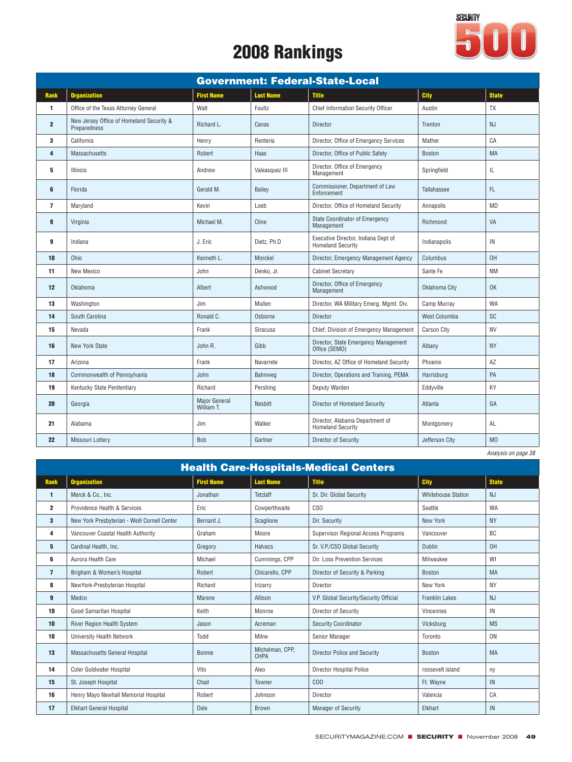# 2008 Rankings

SECURITY 500

## Government: Federal-State-Local

| Rank | Organization | First Name | Last Name | Title | City | State |
|---|---|---|---|---|---|---|
| 1 | Office of the Texas Attorney General | Walt | Foultz | Chief Information Security Officer | Austin | TX |
| 2 | New Jersey Office of Homeland Security & Preparedness | Richard L. | Canas | Director | Trenton | NJ |
| 3 | California | Henry | Renteria | Director, Office of Emergency Services | Mather | CA |
| 4 | Massachusetts | Robert | Haas | Director, Office of Public Safety | Boston | MA |
| 5 | Illinois | Andrew | Valeasquez III | Director, Office of Emergency Management | Springfield | IL |
| 6 | Florida | Gerald M. | Bailey | Commissioner, Department of Law Enforcement | Tallahassee | FL |
| 7 | Maryland | Kevin | Loeb | Director, Office of Homeland Security | Annapolis | MD |
| 8 | Virginia | Michael M. | Cline | State Coordinator of Emergency Management | Richmond | VA |
| 9 | Indiana | J. Eric | Dietz, Ph.D | Executive Director, Indiana Dept of Homeland Security | Indianapolis | IN |
| 10 | Ohio | Kenneth L. | Morckel | Director, Emergency Management Agency | Columbus | OH |
| 11 | New Mexico | John | Denko, Jr. | Cabinet Secretary | Sante Fe | NM |
| 12 | Oklahoma | Albert | Ashwood | Director, Office of Emergency Management | Oklahoma City | OK |
| 13 | Washington | Jim | Mullen | Director, WA Military Emerg. Mgmt. Div. | Camp Murray | WA |
| 14 | South Carolina | Ronald C. | Osborne | Director | West Columbia | SC |
| 15 | Nevada | Frank | Siracusa | Chief, Division of Emergency Management | Carson City | NV |
| 16 | New York State | John R. | Gibb | Director, State Emergency Management Office (SEMO) | Albany | NY |
| 17 | Arizona | Frank | Navarrete | Director, AZ Office of Homeland Security | Phoenix | AZ |
| 18 | Commonwealth of Pennsylvania | John | Bahnweg | Director, Operations and Training, PEMA | Harrisburg | PA |
| 19 | Kentucky State Penitentiary | Richard | Pershing | Deputy Warden | Eddyville | KY |
| 20 | Georgia | Major General William T. | Nesbitt | Director of Homeland Security | Atlanta | GA |
| 21 | Alabama | Jim | Walker | Director, Alabama Department of Homeland Security | Montgomery | AL |
| 22 | Missouri Lottery | Bob | Gartner | Director of Security | Jefferson City | MO |

*Analysis on page 38*

## Health Care-Hospitals-Medical Centers

| Rank | Organization | First Name | Last Name | Title | City | State |
|---|---|---|---|---|---|---|
| 1 | Merck & Co., Inc. | Jonathan | Tetzlaff | Sr. Dir. Global Security | Whitehouse Station | NJ |
| 2 | Providence Health & Services | Eric | Cowperthwaite | CSO | Seattle | WA |
| 3 | New York Presbyterian - Weill Cornell Center | Bernard J. | Scaglione | Dir. Security | New York | NY |
| 4 | Vancouver Coastal Health Authority | Graham | Moore | Supervisor Regional Access Programs | Vancouver | BC |
| 5 | Cardinal Health, Inc. | Gregory | Halvacs | Sr. V.P./CSO Global Security | Dublin | OH |
| 6 | Aurora Health Care | Michael | Cummings, CPP | Dir. Loss Prevention Services | Milwaukee | WI |
| 7 | Brigham & Women's Hospital | Robert | Chicarello, CPP | Director of Security & Parking | Boston | MA |
| 8 | NewYork-Presbyterian Hospital | Richard | Irizarry | Director | New York | NY |
| 9 | Medco | Marene | Allison | V.P. Global Security/Security Official | Franklin Lakes | NJ |
| 10 | Good Samaritan Hospital | Keith | Monroe | Director of Security | Vincennes | IN |
| 10 | River Region Health System | Jason | Acreman | Security Coordinator | Vicksburg | MS |
| 10 | University Health Network | Todd | Milne | Senior Manager | Toronto | ON |
| 13 | Massachusetts General Hospital | Bonnie | Michelman, CPP, CHPA | Director Police and Security | Boston | MA |
| 14 | Coler Goldwater Hospital | Vito | Aleo | Director Hospital Police | roosevelt island | ny |
| 15 | St. Joseph Hospital | Chad | Towner | COO | Ft. Wayne | IN |
| 16 | Henry Mayo Newhall Memorial Hospital | Robert | Johnson | Director | Valencia | CA |
| 17 | Elkhart General Hospital | Dale | Brown | Manager of Security | Elkhart | IN |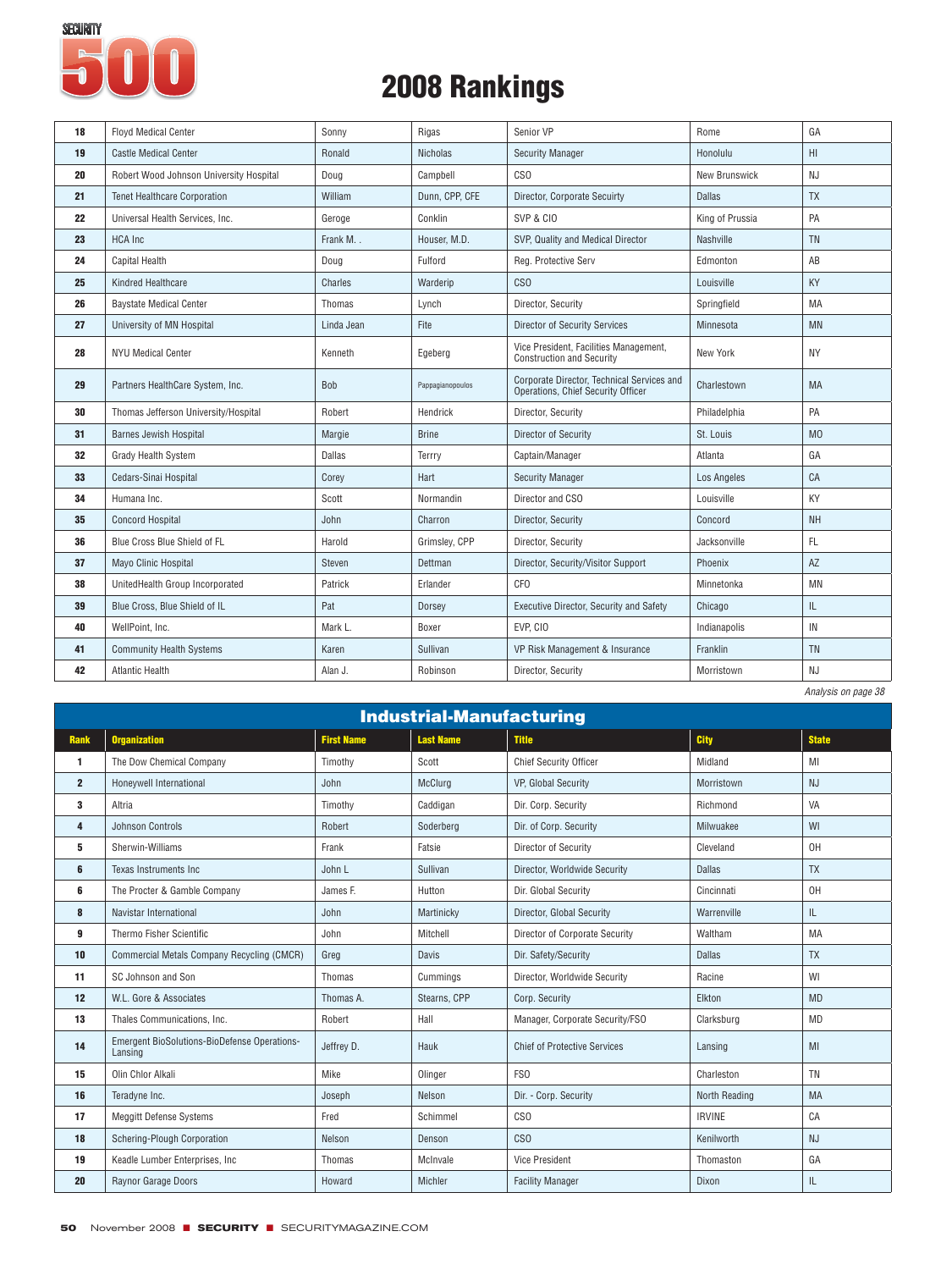# 2008 Rankings

| | | | | | | |
|---|---|---|---|---|---|---|
| **18** | Floyd Medical Center | Sonny | Rigas | Senior VP | Rome | GA |
| **19** | Castle Medical Center | Ronald | Nicholas | Security Manager | Honolulu | HI |
| **20** | Robert Wood Johnson University Hospital | Doug | Campbell | CSO | New Brunswick | NJ |
| **21** | Tenet Healthcare Corporation | William | Dunn, CPP, CFE | Director, Corporate Secuirty | Dallas | TX |
| **22** | Universal Health Services, Inc. | Geroge | Conklin | SVP & CIO | King of Prussia | PA |
| **23** | HCA Inc | Frank M. . | Houser, M.D. | SVP, Quality and Medical Director | Nashville | TN |
| **24** | Capital Health | Doug | Fulford | Reg. Protective Serv | Edmonton | AB |
| **25** | Kindred Healthcare | Charles | Warderip | CSO | Louisville | KY |
| **26** | Baystate Medical Center | Thomas | Lynch | Director, Security | Springfield | MA |
| **27** | University of MN Hospital | Linda Jean | Fite | Director of Security Services | Minnesota | MN |
| **28** | NYU Medical Center | Kenneth | Egeberg | Vice President, Facilities Management, Construction and Security | New York | NY |
| **29** | Partners HealthCare System, Inc. | Bob | Pappagianopoulos | Corporate Director, Technical Services and Operations, Chief Security Officer | Charlestown | MA |
| **30** | Thomas Jefferson University/Hospital | Robert | Hendrick | Director, Security | Philadelphia | PA |
| **31** | Barnes Jewish Hospital | Margie | Brine | Director of Security | St. Louis | MO |
| **32** | Grady Health System | Dallas | Terrry | Captain/Manager | Atlanta | GA |
| **33** | Cedars-Sinai Hospital | Corey | Hart | Security Manager | Los Angeles | CA |
| **34** | Humana Inc. | Scott | Normandin | Director and CSO | Louisville | KY |
| **35** | Concord Hospital | John | Charron | Director, Security | Concord | NH |
| **36** | Blue Cross Blue Shield of FL | Harold | Grimsley, CPP | Director, Security | Jacksonville | FL |
| **37** | Mayo Clinic Hospital | Steven | Dettman | Director, Security/Visitor Support | Phoenix | AZ |
| **38** | UnitedHealth Group Incorporated | Patrick | Erlander | CFO | Minnetonka | MN |
| **39** | Blue Cross, Blue Shield of IL | Pat | Dorsey | Executive Director, Security and Safety | Chicago | IL |
| **40** | WellPoint, Inc. | Mark L. | Boxer | EVP, CIO | Indianapolis | IN |
| **41** | Community Health Systems | Karen | Sullivan | VP Risk Management & Insurance | Franklin | TN |
| **42** | Atlantic Health | Alan J. | Robinson | Director, Security | Morristown | NJ |

*Analysis on page 38*

## Industrial-Manufacturing

| Rank | Organization | First Name | Last Name | Title | City | State |
|---|---|---|---|---|---|---|
| **1** | The Dow Chemical Company | Timothy | Scott | Chief Security Officer | Midland | MI |
| **2** | Honeywell International | John | McClurg | VP, Global Security | Morristown | NJ |
| **3** | Altria | Timothy | Caddigan | Dir. Corp. Security | Richmond | VA |
| **4** | Johnson Controls | Robert | Soderberg | Dir. of Corp. Security | Milwuakee | WI |
| **5** | Sherwin-Williams | Frank | Fatsie | Director of Security | Cleveland | OH |
| **6** | Texas Instruments Inc | John L | Sullivan | Director, Worldwide Security | Dallas | TX |
| **6** | The Procter & Gamble Company | James F. | Hutton | Dir. Global Security | Cincinnati | OH |
| **8** | Navistar International | John | Martinicky | Director, Global Security | Warrenville | IL |
| **9** | Thermo Fisher Scientific | John | Mitchell | Director of Corporate Security | Waltham | MA |
| **10** | Commercial Metals Company Recycling (CMCR) | Greg | Davis | Dir. Safety/Security | Dallas | TX |
| **11** | SC Johnson and Son | Thomas | Cummings | Director, Worldwide Security | Racine | WI |
| **12** | W.L. Gore & Associates | Thomas A. | Stearns, CPP | Corp. Security | Elkton | MD |
| **13** | Thales Communications, Inc. | Robert | Hall | Manager, Corporate Security/FSO | Clarksburg | MD |
| **14** | Emergent BioSolutions-BioDefense Operations-Lansing | Jeffrey D. | Hauk | Chief of Protective Services | Lansing | MI |
| **15** | Olin Chlor Alkali | Mike | Olinger | FSO | Charleston | TN |
| **16** | Teradyne Inc. | Joseph | Nelson | Dir. - Corp. Security | North Reading | MA |
| **17** | Meggitt Defense Systems | Fred | Schimmel | CSO | IRVINE | CA |
| **18** | Schering-Plough Corporation | Nelson | Denson | CSO | Kenilworth | NJ |
| **19** | Keadle Lumber Enterprises, Inc | Thomas | McInvale | Vice President | Thomaston | GA |
| **20** | Raynor Garage Doors | Howard | Michler | Facility Manager | Dixon | IL |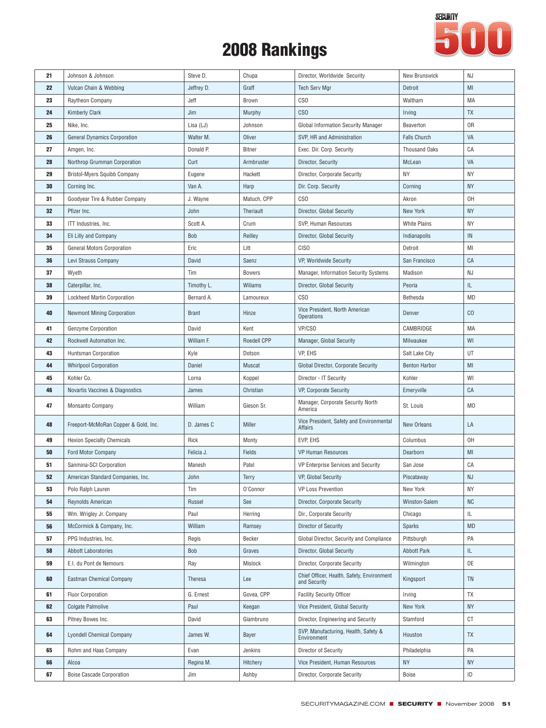# 2008 Rankings

| | | | | | | |
|---|---|---|---|---|---|---|
| 21 | Johnson & Johnson | Steve D. | Chupa | Director, Worldwide Security | New Brunswick | NJ |
| 22 | Vulcan Chain & Webbing | Jeffrey D. | Graff | Tech Serv Mgr | Detroit | MI |
| 23 | Raytheon Company | Jeff | Brown | CSO | Waltham | MA |
| 24 | Kimberly Clark | Jim | Murphy | CSO | Irving | TX |
| 25 | Nike, Inc. | Lisa (LJ) | Johnson | Global Information Security Manager | Beaverton | OR |
| 26 | General Dynamics Corporation | Walter M. | Oliver | SVP, HR and Administration | Falls Church | VA |
| 27 | Amgen, Inc. | Donald P. | Bitner | Exec. Dir. Corp. Security | Thousand Oaks | CA |
| 28 | Northrop Grumman Corporation | Curt | Armbruster | Director, Security | McLean | VA |
| 29 | Bristol-Myers Squibb Company | Eugene | Hackett | Director, Corporate Security | NY | NY |
| 30 | Corning Inc. | Van A. | Harp | Dir. Corp. Security | Corning | NY |
| 31 | Goodyear Tire & Rubber Company | J. Wayne | Matuch, CPP | CSO | Akron | OH |
| 32 | Pfizer Inc. | John | Theriault | Director, Global Security | New York | NY |
| 33 | ITT Industries, Inc. | Scott A. | Crum | SVP, Human Resources | White Plains | NY |
| 34 | Eli Lilly and Company | Bob | Reilley | Director, Global Security | Indianapolis | IN |
| 35 | General Motors Corporation | Eric | Litt | CISO | Detroit | MI |
| 36 | Levi Strauss Company | David | Saenz | VP, Worldwide Security | San Francisco | CA |
| 37 | Wyeth | Tim | Bowers | Manager, Information Security Systems | Madison | NJ |
| 38 | Caterpillar, Inc. | Timothy L. | Wiliams | Director, Global Security | Peoria | IL |
| 39 | Lockheed Martin Corporation | Bernard A. | Lamoureux | CSO | Bethesda | MD |
| 40 | Newmont Mining Corporation | Brant | Hinze | Vice President, North American Operations | Denver | CO |
| 41 | Genzyme Corporation | David | Kent | VP/CSO | CAMBRIDGE | MA |
| 42 | Rockwell Automation Inc. | William F. | Roedell CPP | Manager, Global Security | Milwaukee | WI |
| 43 | Huntsman Corporation | Kyle | Dotson | VP, EHS | Salt Lake City | UT |
| 44 | Whirlpool Corporation | Daniel | Muscat | Global Director, Corporate Security | Benton Harbor | MI |
| 45 | Kohler Co. | Lorna | Koppel | Director - IT Security | Kohler | WI |
| 46 | Novartis Vaccines & Diagnostics | James | Christian | VP, Corporate Security | Emeryville | CA |
| 47 | Monsanto Company | William | Gieson Sr. | Manager, Corporate Security North America | St. Louis | MO |
| 48 | Freeport-McMoRan Copper & Gold, Inc. | D. James C | Miller | Vice President, Safety and Environmental Affairs | New Orleans | LA |
| 49 | Hexion Specialty Chemicals | Rick | Monty | EVP, EHS | Columbus | OH |
| 50 | Ford Motor Company | Felicia J. | Fields | VP Human Resources | Dearborn | MI |
| 51 | Sanmina-SCI Corporation | Manesh | Patel | VP Enterprise Services and Security | San Jose | CA |
| 52 | American Standard Companies, Inc. | John | Terry | VP, Global Security | Piscataway | NJ |
| 53 | Polo Ralph Lauren | Tim | O'Connor | VP Loss Prevention | New York | NY |
| 54 | Reynolds American | Russel | See | Director, Corporate Security | Winston-Salem | NC |
| 55 | Wm. Wrigley Jr. Company | Paul | Herring | Dir., Corporate Security | Chicago | IL |
| 56 | McCormick & Company, Inc. | William | Ramsey | Director of Security | Sparks | MD |
| 57 | PPG Industries, Inc. | Regis | Becker | Global Director, Security and Compliance | Pittsburgh | PA |
| 58 | Abbott Laboratories | Bob | Graves | Director, Global Security | Abbott Park | IL |
| 59 | E.I. du Pont de Nemours | Ray | Mislock | Director, Corporate Security | Wilmington | DE |
| 60 | Eastman Chemical Company | Theresa | Lee | Chief Officer, Health, Safety, Environment and Security | Kingsport | TN |
| 61 | Fluor Corporation | G. Ernest | Govea, CPP | Facility Security Officer | Irving | TX |
| 62 | Colgate Palmolive | Paul | Keegan | Vice President, Global Security | New York | NY |
| 63 | Pitney Bowes Inc. | David | Giambruno | Director, Engineering and Security | Stamford | CT |
| 64 | Lyondell Chemical Company | James W. | Bayer | SVP, Manufacturing, Health, Safety & Environment | Houston | TX |
| 65 | Rohm and Haas Company | Evan | Jenkins | Director of Security | Philadelphia | PA |
| 66 | Alcoa | Regina M. | Hitchery | Vice President, Human Resources | NY | NY |
| 67 | Boise Cascade Corporation | Jim | Ashby | Director, Corporate Security | Boise | ID |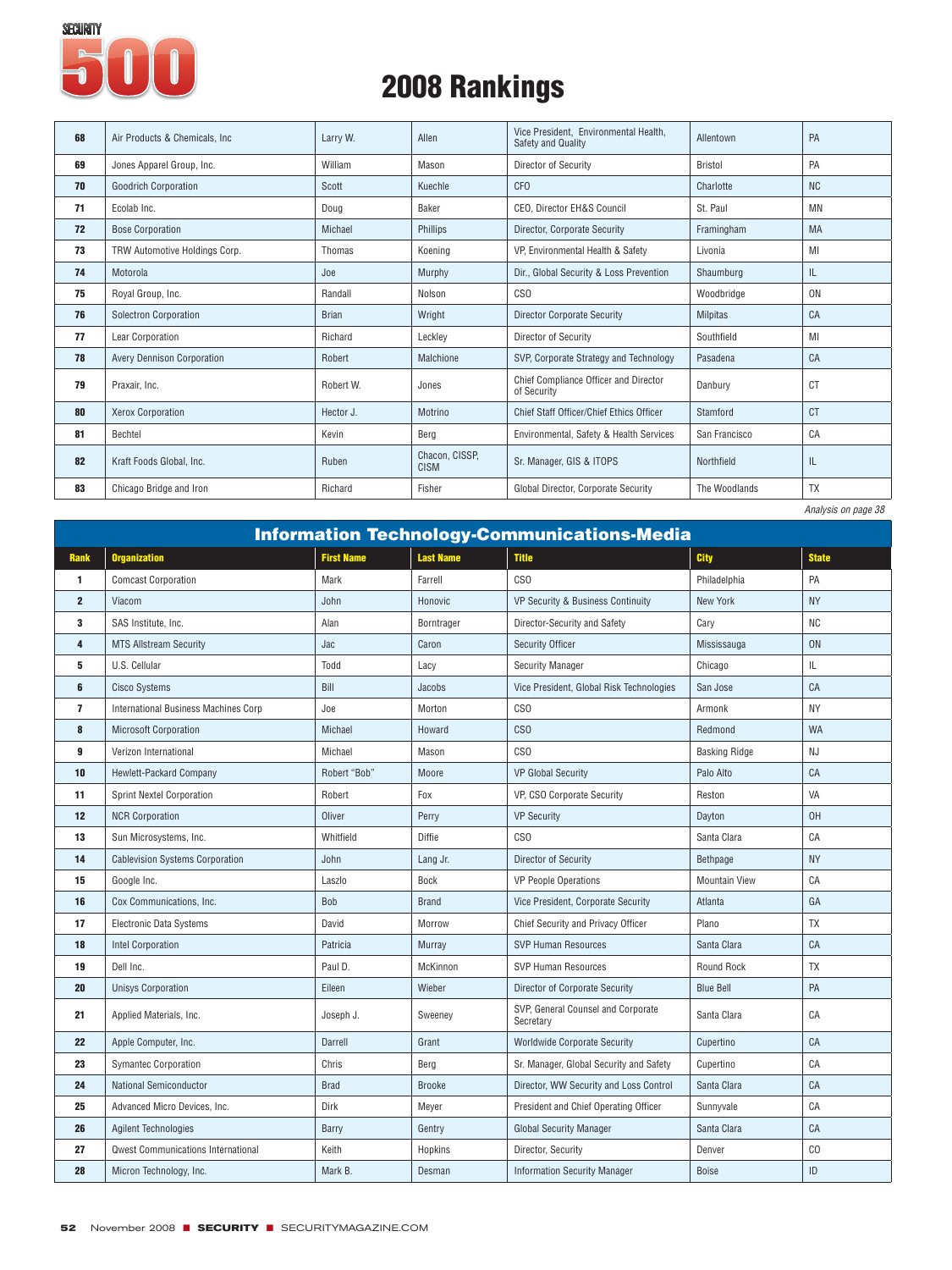# 2008 Rankings

| Rank | Organization | First Name | Last Name | Title | City | State |
|---|---|---|---|---|---|---|
| 68 | Air Products & Chemicals, Inc | Larry W. | Allen | Vice President, Environmental Health, Safety and Quality | Allentown | PA |
| 69 | Jones Apparel Group, Inc. | William | Mason | Director of Security | Bristol | PA |
| 70 | Goodrich Corporation | Scott | Kuechle | CFO | Charlotte | NC |
| 71 | Ecolab Inc. | Doug | Baker | CEO, Director EH&S Council | St. Paul | MN |
| 72 | Bose Corporation | Michael | Phillips | Director, Corporate Security | Framingham | MA |
| 73 | TRW Automotive Holdings Corp. | Thomas | Koening | VP, Environmental Health & Safety | Livonia | MI |
| 74 | Motorola | Joe | Murphy | Dir., Global Security & Loss Prevention | Shaumburg | IL |
| 75 | Royal Group, Inc. | Randall | Nolson | CSO | Woodbridge | ON |
| 76 | Solectron Corporation | Brian | Wright | Director Corporate Security | Milpitas | CA |
| 77 | Lear Corporation | Richard | Leckley | Director of Security | Southfield | MI |
| 78 | Avery Dennison Corporation | Robert | Malchione | SVP, Corporate Strategy and Technology | Pasadena | CA |
| 79 | Praxair, Inc. | Robert W. | Jones | Chief Compliance Officer and Director of Security | Danbury | CT |
| 80 | Xerox Corporation | Hector J. | Motrino | Chief Staff Officer/Chief Ethics Officer | Stamford | CT |
| 81 | Bechtel | Kevin | Berg | Environmental, Safety & Health Services | San Francisco | CA |
| 82 | Kraft Foods Global, Inc. | Ruben | Chacon, CISSP, CISM | Sr. Manager, GIS & ITOPS | Northfield | IL |
| 83 | Chicago Bridge and Iron | Richard | Fisher | Global Director, Corporate Security | The Woodlands | TX |

*Analysis on page 38*

## Information Technology-Communications-Media

| Rank | Organization | First Name | Last Name | Title | City | State |
|---|---|---|---|---|---|---|
| 1 | Comcast Corporation | Mark | Farrell | CSO | Philadelphia | PA |
| 2 | Viacom | John | Honovic | VP Security & Business Continuity | New York | NY |
| 3 | SAS Institute, Inc. | Alan | Borntrager | Director-Security and Safety | Cary | NC |
| 4 | MTS Allstream Security | Jac | Caron | Security Officer | Mississauga | ON |
| 5 | U.S. Cellular | Todd | Lacy | Security Manager | Chicago | IL |
| 6 | Cisco Systems | Bill | Jacobs | Vice President, Global Risk Technologies | San Jose | CA |
| 7 | International Business Machines Corp | Joe | Morton | CSO | Armonk | NY |
| 8 | Microsoft Corporation | Michael | Howard | CSO | Redmond | WA |
| 9 | Verizon International | Michael | Mason | CSO | Basking Ridge | NJ |
| 10 | Hewlett-Packard Company | Robert "Bob" | Moore | VP Global Security | Palo Alto | CA |
| 11 | Sprint Nextel Corporation | Robert | Fox | VP, CSO Corporate Security | Reston | VA |
| 12 | NCR Corporation | Oliver | Perry | VP Security | Dayton | OH |
| 13 | Sun Microsystems, Inc. | Whitfield | Diffie | CSO | Santa Clara | CA |
| 14 | Cablevision Systems Corporation | John | Lang Jr. | Director of Security | Bethpage | NY |
| 15 | Google Inc. | Laszlo | Bock | VP People Operations | Mountain View | CA |
| 16 | Cox Communications, Inc. | Bob | Brand | Vice President, Corporate Security | Atlanta | GA |
| 17 | Electronic Data Systems | David | Morrow | Chief Security and Privacy Officer | Plano | TX |
| 18 | Intel Corporation | Patricia | Murray | SVP Human Resources | Santa Clara | CA |
| 19 | Dell Inc. | Paul D. | McKinnon | SVP Human Resources | Round Rock | TX |
| 20 | Unisys Corporation | Eileen | Wieber | Director of Corporate Security | Blue Bell | PA |
| 21 | Applied Materials, Inc. | Joseph J. | Sweeney | SVP, General Counsel and Corporate Secretary | Santa Clara | CA |
| 22 | Apple Computer, Inc. | Darrell | Grant | Worldwide Corporate Security | Cupertino | CA |
| 23 | Symantec Corporation | Chris | Berg | Sr. Manager, Global Security and Safety | Cupertino | CA |
| 24 | National Semiconductor | Brad | Brooke | Director, WW Security and Loss Control | Santa Clara | CA |
| 25 | Advanced Micro Devices, Inc. | Dirk | Meyer | President and Chief Operating Officer | Sunnyvale | CA |
| 26 | Agilent Technologies | Barry | Gentry | Global Security Manager | Santa Clara | CA |
| 27 | Qwest Communications International | Keith | Hopkins | Director, Security | Denver | CO |
| 28 | Micron Technology, Inc. | Mark B. | Desman | Information Security Manager | Boise | ID |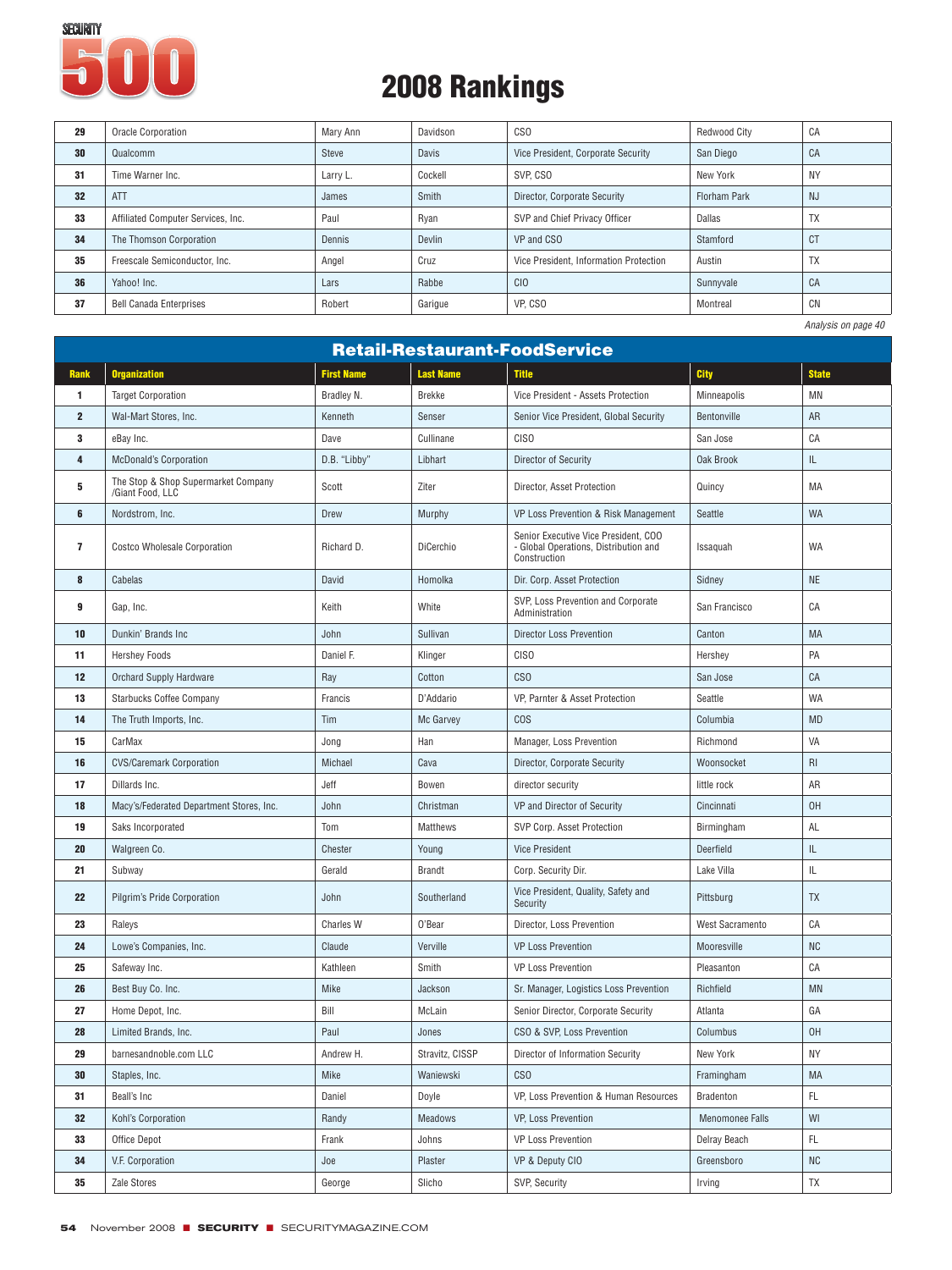# 2008 Rankings

| | | | | | | |
|---|---|---|---|---|---|---|
| 29 | Oracle Corporation | Mary Ann | Davidson | CSO | Redwood City | CA |
| 30 | Qualcomm | Steve | Davis | Vice President, Corporate Security | San Diego | CA |
| 31 | Time Warner Inc. | Larry L. | Cockell | SVP, CSO | New York | NY |
| 32 | ATT | James | Smith | Director, Corporate Security | Florham Park | NJ |
| 33 | Affiliated Computer Services, Inc. | Paul | Ryan | SVP and Chief Privacy Officer | Dallas | TX |
| 34 | The Thomson Corporation | Dennis | Devlin | VP and CSO | Stamford | CT |
| 35 | Freescale Semiconductor, Inc. | Angel | Cruz | Vice President, Information Protection | Austin | TX |
| 36 | Yahoo! Inc. | Lars | Rabbe | CIO | Sunnyvale | CA |
| 37 | Bell Canada Enterprises | Robert | Garigue | VP, CSO | Montreal | CN |

*Analysis on page 40*

## Retail-Restaurant-FoodService

| Rank | Organization | First Name | Last Name | Title | City | State |
|---|---|---|---|---|---|---|
| 1 | Target Corporation | Bradley N. | Brekke | Vice President - Assets Protection | Minneapolis | MN |
| 2 | Wal-Mart Stores, Inc. | Kenneth | Senser | Senior Vice President, Global Security | Bentonville | AR |
| 3 | eBay Inc. | Dave | Cullinane | CISO | San Jose | CA |
| 4 | McDonald's Corporation | D.B. "Libby" | Libhart | Director of Security | Oak Brook | IL |
| 5 | The Stop & Shop Supermarket Company /Giant Food, LLC | Scott | Ziter | Director, Asset Protection | Quincy | MA |
| 6 | Nordstrom, Inc. | Drew | Murphy | VP Loss Prevention & Risk Management | Seattle | WA |
| 7 | Costco Wholesale Corporation | Richard D. | DiCerchio | Senior Executive Vice President, COO - Global Operations, Distribution and Construction | Issaquah | WA |
| 8 | Cabelas | David | Homolka | Dir. Corp. Asset Protection | Sidney | NE |
| 9 | Gap, Inc. | Keith | White | SVP, Loss Prevention and Corporate Administration | San Francisco | CA |
| 10 | Dunkin' Brands Inc | John | Sullivan | Director Loss Prevention | Canton | MA |
| 11 | Hershey Foods | Daniel F. | Klinger | CISO | Hershey | PA |
| 12 | Orchard Supply Hardware | Ray | Cotton | CSO | San Jose | CA |
| 13 | Starbucks Coffee Company | Francis | D'Addario | VP, Parnter & Asset Protection | Seattle | WA |
| 14 | The Truth Imports, Inc. | Tim | Mc Garvey | COS | Columbia | MD |
| 15 | CarMax | Jong | Han | Manager, Loss Prevention | Richmond | VA |
| 16 | CVS/Caremark Corporation | Michael | Cava | Director, Corporate Security | Woonsocket | RI |
| 17 | Dillards Inc. | Jeff | Bowen | director security | little rock | AR |
| 18 | Macy's/Federated Department Stores, Inc. | John | Christman | VP and Director of Security | Cincinnati | OH |
| 19 | Saks Incorporated | Tom | Matthews | SVP Corp. Asset Protection | Birmingham | AL |
| 20 | Walgreen Co. | Chester | Young | Vice President | Deerfield | IL |
| 21 | Subway | Gerald | Brandt | Corp. Security Dir. | Lake Villa | IL |
| 22 | Pilgrim's Pride Corporation | John | Southerland | Vice President, Quality, Safety and Security | Pittsburg | TX |
| 23 | Raleys | Charles W | O'Bear | Director, Loss Prevention | West Sacramento | CA |
| 24 | Lowe's Companies, Inc. | Claude | Verville | VP Loss Prevention | Mooresville | NC |
| 25 | Safeway Inc. | Kathleen | Smith | VP Loss Prevention | Pleasanton | CA |
| 26 | Best Buy Co. Inc. | Mike | Jackson | Sr. Manager, Logistics Loss Prevention | Richfield | MN |
| 27 | Home Depot, Inc. | Bill | McLain | Senior Director, Corporate Security | Atlanta | GA |
| 28 | Limited Brands, Inc. | Paul | Jones | CSO & SVP, Loss Prevention | Columbus | OH |
| 29 | barnesandnoble.com LLC | Andrew H. | Stravitz, CISSP | Director of Information Security | New York | NY |
| 30 | Staples, Inc. | Mike | Waniewski | CSO | Framingham | MA |
| 31 | Beall's Inc | Daniel | Doyle | VP, Loss Prevention & Human Resources | Bradenton | FL |
| 32 | Kohl's Corporation | Randy | Meadows | VP, Loss Prevention | Menomonee Falls | WI |
| 33 | Office Depot | Frank | Johns | VP Loss Prevention | Delray Beach | FL |
| 34 | V.F. Corporation | Joe | Plaster | VP & Deputy CIO | Greensboro | NC |
| 35 | Zale Stores | George | Slicho | SVP, Security | Irving | TX |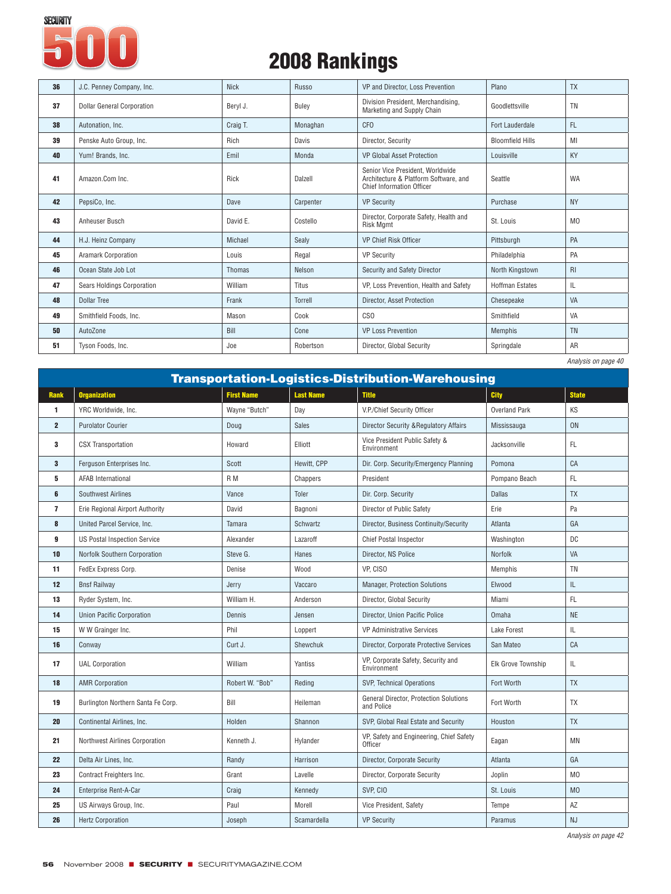# SECURITY 500

## 2008 Rankings

| | | | | | | |
|---|---|---|---|---|---|---|
| 36 | J.C. Penney Company, Inc. | Nick | Russo | VP and Director, Loss Prevention | Plano | TX |
| 37 | Dollar General Corporation | Beryl J. | Buley | Division President, Merchandising, Marketing and Supply Chain | Goodlettsville | TN |
| 38 | Autonation, Inc. | Craig T. | Monaghan | CFO | Fort Lauderdale | FL |
| 39 | Penske Auto Group, Inc. | Rich | Davis | Director, Security | Bloomfield Hills | MI |
| 40 | Yum! Brands, Inc. | Emil | Monda | VP Global Asset Protection | Louisville | KY |
| 41 | Amazon.Com Inc. | Rick | Dalzell | Senior Vice President, Worldwide Architecture & Platform Software, and Chief Information Officer | Seattle | WA |
| 42 | PepsiCo, Inc. | Dave | Carpenter | VP Security | Purchase | NY |
| 43 | Anheuser Busch | David E. | Costello | Director, Corporate Safety, Health and Risk Mgmt | St. Louis | MO |
| 44 | H.J. Heinz Company | Michael | Sealy | VP Chief Risk Officer | Pittsburgh | PA |
| 45 | Aramark Corporation | Louis | Regal | VP Security | Philadelphia | PA |
| 46 | Ocean State Job Lot | Thomas | Nelson | Security and Safety Director | North Kingstown | RI |
| 47 | Sears Holdings Corporation | William | Titus | VP, Loss Prevention, Health and Safety | Hoffman Estates | IL |
| 48 | Dollar Tree | Frank | Torrell | Director, Asset Protection | Chesepeake | VA |
| 49 | Smithfield Foods, Inc. | Mason | Cook | CSO | Smithfield | VA |
| 50 | AutoZone | Bill | Cone | VP Loss Prevention | Memphis | TN |
| 51 | Tyson Foods, Inc. | Joe | Robertson | Director, Global Security | Springdale | AR |

*Analysis on page 40*

### Transportation-Logistics-Distribution-Warehousing

| Rank | Organization | First Name | Last Name | Title | City | State |
|---|---|---|---|---|---|---|
| 1 | YRC Worldwide, Inc. | Wayne "Butch" | Day | V.P./Chief Security Officer | Overland Park | KS |
| 2 | Purolator Courier | Doug | Sales | Director Security &Regulatory Affairs | Mississauga | ON |
| 3 | CSX Transportation | Howard | Elliott | Vice President Public Safety & Environment | Jacksonville | FL |
| 3 | Ferguson Enterprises Inc. | Scott | Hewitt, CPP | Dir. Corp. Security/Emergency Planning | Pomona | CA |
| 5 | AFAB International | R M | Chappers | President | Pompano Beach | FL |
| 6 | Southwest Airlines | Vance | Toler | Dir. Corp. Security | Dallas | TX |
| 7 | Erie Regional Airport Authority | David | Bagnoni | Director of Public Safety | Erie | Pa |
| 8 | United Parcel Service, Inc. | Tamara | Schwartz | Director, Business Continuity/Security | Atlanta | GA |
| 9 | US Postal Inspection Service | Alexander | Lazaroff | Chief Postal Inspector | Washington | DC |
| 10 | Norfolk Southern Corporation | Steve G. | Hanes | Director, NS Police | Norfolk | VA |
| 11 | FedEx Express Corp. | Denise | Wood | VP, CISO | Memphis | TN |
| 12 | Bnsf Railway | Jerry | Vaccaro | Manager, Protection Solutions | Elwood | IL |
| 13 | Ryder System, Inc. | William H. | Anderson | Director, Global Security | Miami | FL |
| 14 | Union Pacific Corporation | Dennis | Jensen | Director, Union Pacific Police | Omaha | NE |
| 15 | W W Grainger Inc. | Phil | Loppert | VP Administrative Services | Lake Forest | IL |
| 16 | Conway | Curt J. | Shewchuk | Director, Corporate Protective Services | San Mateo | CA |
| 17 | UAL Corporation | William | Yantiss | VP, Corporate Safety, Security and Environment | Elk Grove Township | IL |
| 18 | AMR Corporation | Robert W. "Bob" | Reding | SVP, Technical Operations | Fort Worth | TX |
| 19 | Burlington Northern Santa Fe Corp. | Bill | Heileman | General Director, Protection Solutions and Police | Fort Worth | TX |
| 20 | Continental Airlines, Inc. | Holden | Shannon | SVP, Global Real Estate and Security | Houston | TX |
| 21 | Northwest Airlines Corporation | Kenneth J. | Hylander | VP, Safety and Engineering, Chief Safety Officer | Eagan | MN |
| 22 | Delta Air Lines, Inc. | Randy | Harrison | Director, Corporate Security | Atlanta | GA |
| 23 | Contract Freighters Inc. | Grant | Lavelle | Director, Corporate Security | Joplin | MO |
| 24 | Enterprise Rent-A-Car | Craig | Kennedy | SVP, CIO | St. Louis | MO |
| 25 | US Airways Group, Inc. | Paul | Morell | Vice President, Safety | Tempe | AZ |
| 26 | Hertz Corporation | Joseph | Scamardella | VP Security | Paramus | NJ |

*Analysis on page 42*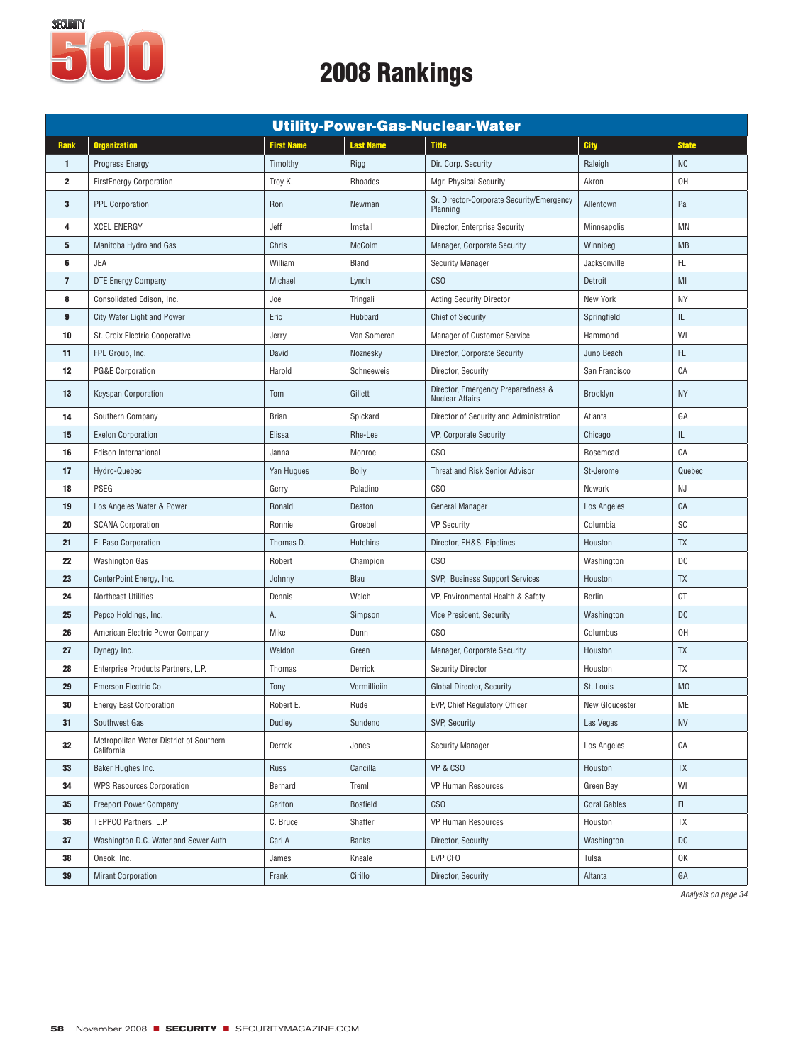# 2008 Rankings

## Utility-Power-Gas-Nuclear-Water

| Rank | Organization | First Name | Last Name | Title | City | State |
|---|---|---|---|---|---|---|
| 1 | Progress Energy | Timolthy | Rigg | Dir. Corp. Security | Raleigh | NC |
| 2 | FirstEnergy Corporation | Troy K. | Rhoades | Mgr. Physical Security | Akron | OH |
| 3 | PPL Corporation | Ron | Newman | Sr. Director-Corporate Security/Emergency Planning | Allentown | Pa |
| 4 | XCEL ENERGY | Jeff | Imstall | Director, Enterprise Security | Minneapolis | MN |
| 5 | Manitoba Hydro and Gas | Chris | McColm | Manager, Corporate Security | Winnipeg | MB |
| 6 | JEA | William | Bland | Security Manager | Jacksonville | FL |
| 7 | DTE Energy Company | Michael | Lynch | CSO | Detroit | MI |
| 8 | Consolidated Edison, Inc. | Joe | Tringali | Acting Security Director | New York | NY |
| 9 | City Water Light and Power | Eric | Hubbard | Chief of Security | Springfield | IL |
| 10 | St. Croix Electric Cooperative | Jerry | Van Someren | Manager of Customer Service | Hammond | WI |
| 11 | FPL Group, Inc. | David | Noznesky | Director, Corporate Security | Juno Beach | FL |
| 12 | PG&E Corporation | Harold | Schneeweis | Director, Security | San Francisco | CA |
| 13 | Keyspan Corporation | Tom | Gillett | Director, Emergency Preparedness & Nuclear Affairs | Brooklyn | NY |
| 14 | Southern Company | Brian | Spickard | Director of Security and Administration | Atlanta | GA |
| 15 | Exelon Corporation | Elissa | Rhe-Lee | VP, Corporate Security | Chicago | IL |
| 16 | Edison International | Janna | Monroe | CSO | Rosemead | CA |
| 17 | Hydro-Quebec | Yan Hugues | Boily | Threat and Risk Senior Advisor | St-Jerome | Quebec |
| 18 | PSEG | Gerry | Paladino | CSO | Newark | NJ |
| 19 | Los Angeles Water & Power | Ronald | Deaton | General Manager | Los Angeles | CA |
| 20 | SCANA Corporation | Ronnie | Groebel | VP Security | Columbia | SC |
| 21 | El Paso Corporation | Thomas D. | Hutchins | Director, EH&S, Pipelines | Houston | TX |
| 22 | Washington Gas | Robert | Champion | CSO | Washington | DC |
| 23 | CenterPoint Energy, Inc. | Johnny | Blau | SVP, Business Support Services | Houston | TX |
| 24 | Northeast Utilities | Dennis | Welch | VP, Environmental Health & Safety | Berlin | CT |
| 25 | Pepco Holdings, Inc. | A. | Simpson | Vice President, Security | Washington | DC |
| 26 | American Electric Power Company | Mike | Dunn | CSO | Columbus | OH |
| 27 | Dynegy Inc. | Weldon | Green | Manager, Corporate Security | Houston | TX |
| 28 | Enterprise Products Partners, L.P. | Thomas | Derrick | Security Director | Houston | TX |
| 29 | Emerson Electric Co. | Tony | Vermillioiin | Global Director, Security | St. Louis | MO |
| 30 | Energy East Corporation | Robert E. | Rude | EVP, Chief Regulatory Officer | New Gloucester | ME |
| 31 | Southwest Gas | Dudley | Sundeno | SVP, Security | Las Vegas | NV |
| 32 | Metropolitan Water District of Southern California | Derrek | Jones | Security Manager | Los Angeles | CA |
| 33 | Baker Hughes Inc. | Russ | Cancilla | VP & CSO | Houston | TX |
| 34 | WPS Resources Corporation | Bernard | Treml | VP Human Resources | Green Bay | WI |
| 35 | Freeport Power Company | Carlton | Bosfield | CSO | Coral Gables | FL |
| 36 | TEPPCO Partners, L.P. | C. Bruce | Shaffer | VP Human Resources | Houston | TX |
| 37 | Washington D.C. Water and Sewer Auth | Carl A | Banks | Director, Security | Washington | DC |
| 38 | Oneok, Inc. | James | Kneale | EVP CFO | Tulsa | OK |
| 39 | Mirant Corporation | Frank | Cirillo | Director, Security | Altanta | GA |

*Analysis on page 34*